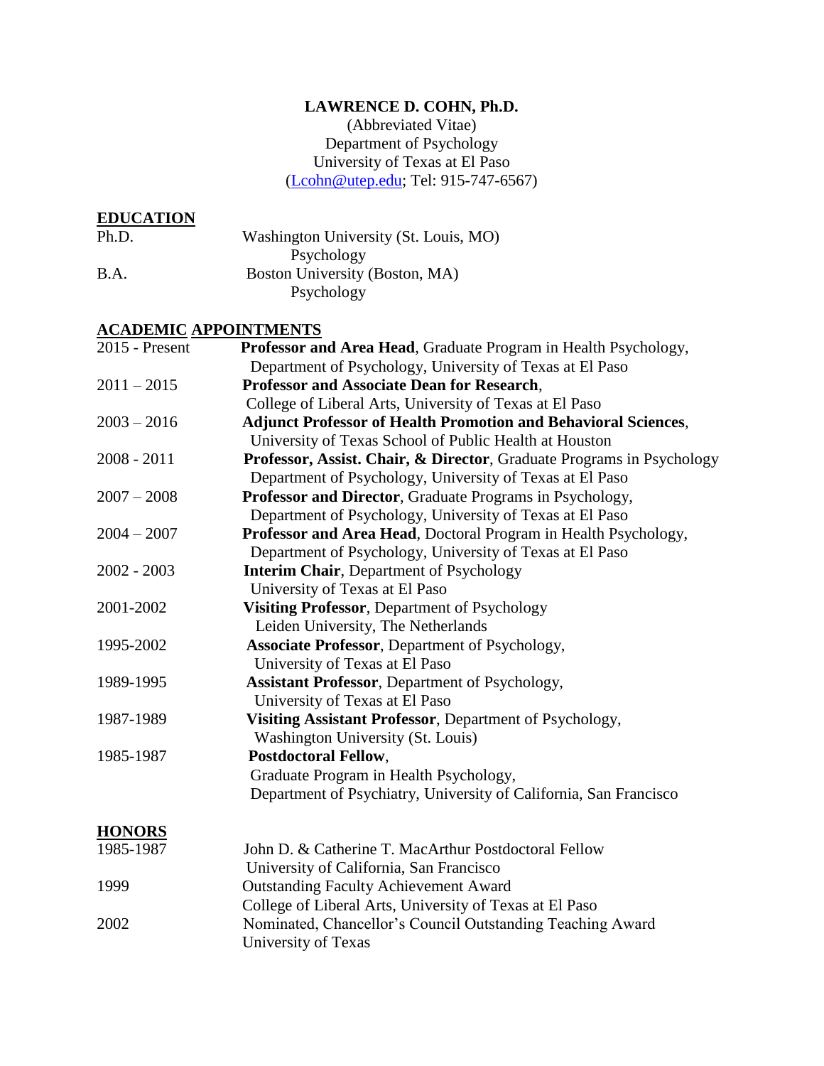# LAWRENCE D. COHN, Ph.D.

(Abbreviated Vitae)
Department of Psychology
University of Texas at El Paso
(Lcohn@utep.edu; Tel: 915-747-6567)

## EDUCATION

| | |
|---|---|
| Ph.D. | Washington University (St. Louis, MO)<br>Psychology |
| B.A. | Boston University (Boston, MA)<br>Psychology |

## ACADEMIC APPOINTMENTS

| | |
|---|---|
| 2015 - Present | **Professor and Area Head**, Graduate Program in Health Psychology, Department of Psychology, University of Texas at El Paso |
| 2011 – 2015 | **Professor and Associate Dean for Research**, College of Liberal Arts, University of Texas at El Paso |
| 2003 – 2016 | **Adjunct Professor of Health Promotion and Behavioral Sciences**, University of Texas School of Public Health at Houston |
| 2008 - 2011 | **Professor, Assist. Chair, & Director**, Graduate Programs in Psychology Department of Psychology, University of Texas at El Paso |
| 2007 – 2008 | **Professor and Director**, Graduate Programs in Psychology, Department of Psychology, University of Texas at El Paso |
| 2004 – 2007 | **Professor and Area Head**, Doctoral Program in Health Psychology, Department of Psychology, University of Texas at El Paso |
| 2002 - 2003 | **Interim Chair**, Department of Psychology University of Texas at El Paso |
| 2001-2002 | **Visiting Professor**, Department of Psychology Leiden University, The Netherlands |
| 1995-2002 | **Associate Professor**, Department of Psychology, University of Texas at El Paso |
| 1989-1995 | **Assistant Professor**, Department of Psychology, University of Texas at El Paso |
| 1987-1989 | **Visiting Assistant Professor**, Department of Psychology, Washington University (St. Louis) |
| 1985-1987 | **Postdoctoral Fellow**, Graduate Program in Health Psychology, Department of Psychiatry, University of California, San Francisco |

## HONORS

| | |
|---|---|
| 1985-1987 | John D. & Catherine T. MacArthur Postdoctoral Fellow University of California, San Francisco |
| 1999 | Outstanding Faculty Achievement Award College of Liberal Arts, University of Texas at El Paso |
| 2002 | Nominated, Chancellor's Council Outstanding Teaching Award University of Texas |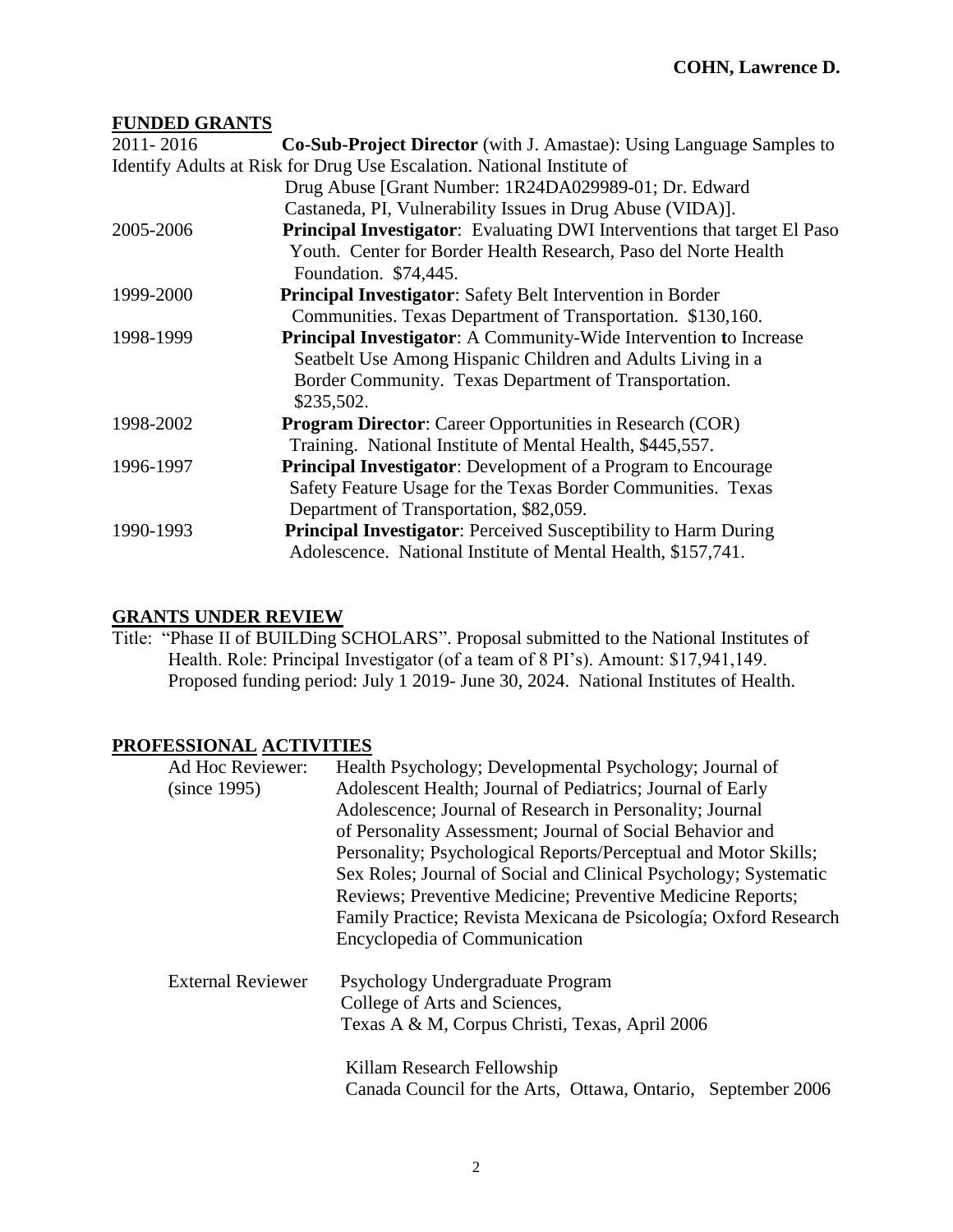## FUNDED GRANTS

2011- 2016 **Co-Sub-Project Director** (with J. Amastae): Using Language Samples to Identify Adults at Risk for Drug Use Escalation. National Institute of Drug Abuse [Grant Number: 1R24DA029989-01; Dr. Edward Castaneda, PI, Vulnerability Issues in Drug Abuse (VIDA)].

2005-2006 **Principal Investigator**: Evaluating DWI Interventions that target El Paso Youth. Center for Border Health Research, Paso del Norte Health Foundation. $74,445.

1999-2000 **Principal Investigator**: Safety Belt Intervention in Border Communities. Texas Department of Transportation. $130,160.

1998-1999 **Principal Investigator**: A Community-Wide Intervention **t**o Increase Seatbelt Use Among Hispanic Children and Adults Living in a Border Community. Texas Department of Transportation. $235,502.

1998-2002 **Program Director**: Career Opportunities in Research (COR) Training. National Institute of Mental Health, $445,557.

1996-1997 **Principal Investigator**: Development of a Program to Encourage Safety Feature Usage for the Texas Border Communities. Texas Department of Transportation, $82,059.

1990-1993 **Principal Investigator**: Perceived Susceptibility to Harm During Adolescence. National Institute of Mental Health, $157,741.

## GRANTS UNDER REVIEW

Title: "Phase II of BUILDing SCHOLARS". Proposal submitted to the National Institutes of Health. Role: Principal Investigator (of a team of 8 PI's). Amount: $17,941,149. Proposed funding period: July 1 2019- June 30, 2024. National Institutes of Health.

## PROFESSIONAL ACTIVITIES

Ad Hoc Reviewer: (since 1995) Health Psychology; Developmental Psychology; Journal of Adolescent Health; Journal of Pediatrics; Journal of Early Adolescence; Journal of Research in Personality; Journal of Personality Assessment; Journal of Social Behavior and Personality; Psychological Reports/Perceptual and Motor Skills; Sex Roles; Journal of Social and Clinical Psychology; Systematic Reviews; Preventive Medicine; Preventive Medicine Reports; Family Practice; Revista Mexicana de Psicología; Oxford Research Encyclopedia of Communication

External Reviewer Psychology Undergraduate Program College of Arts and Sciences, Texas A & M, Corpus Christi, Texas, April 2006

Killam Research Fellowship Canada Council for the Arts, Ottawa, Ontario, September 2006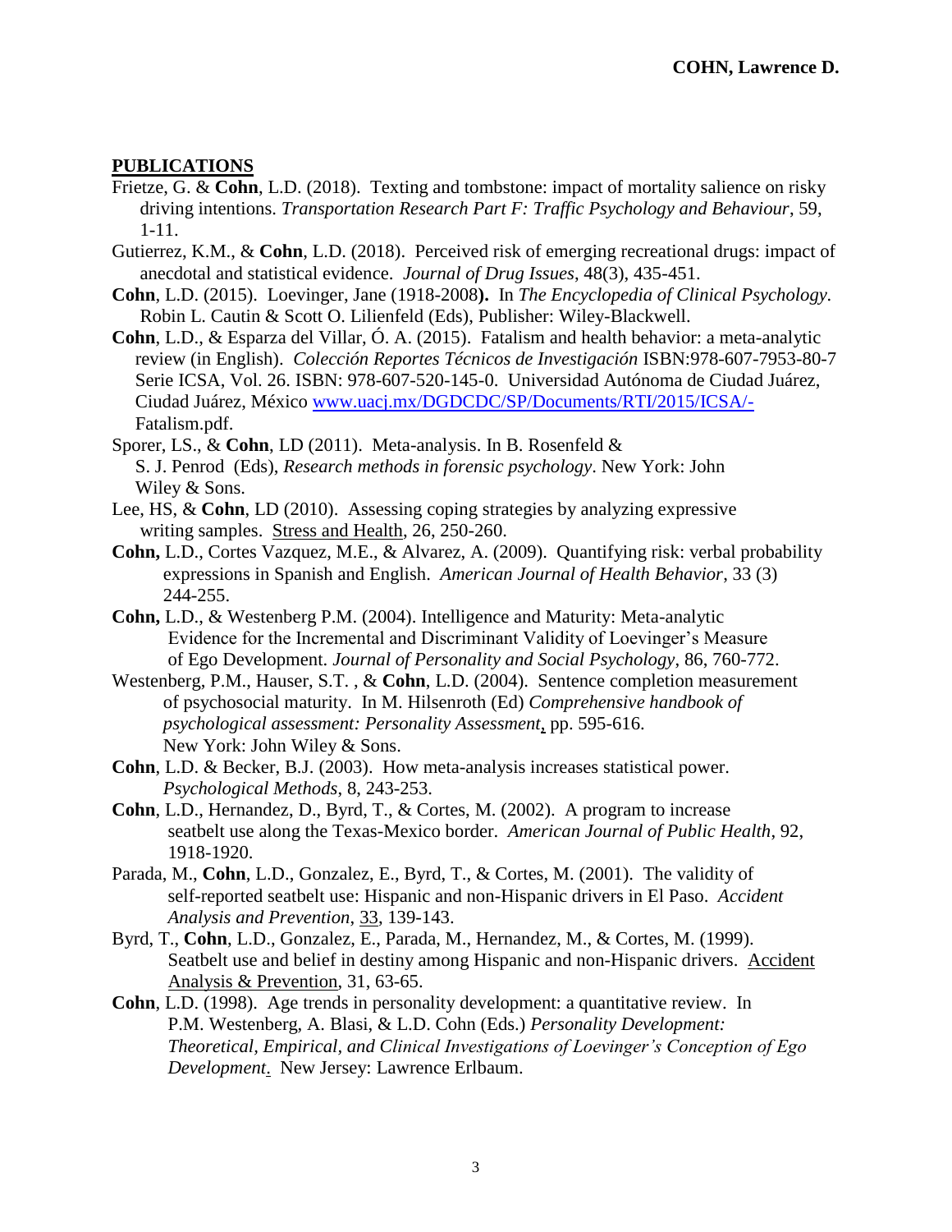## PUBLICATIONS

Frietze, G. & **Cohn**, L.D. (2018). Texting and tombstone: impact of mortality salience on risky driving intentions. *Transportation Research Part F: Traffic Psychology and Behaviour*, 59, 1-11.

Gutierrez, K.M., & **Cohn**, L.D. (2018). Perceived risk of emerging recreational drugs: impact of anecdotal and statistical evidence. *Journal of Drug Issues*, 48(3), 435-451.

**Cohn**, L.D. (2015). Loevinger, Jane (1918-2008**).** In *The Encyclopedia of Clinical Psychology.* Robin L. Cautin & Scott O. Lilienfeld (Eds), Publisher: Wiley-Blackwell.

**Cohn**, L.D., & Esparza del Villar, Ó. A. (2015). Fatalism and health behavior: a meta-analytic review (in English). *Colección Reportes Técnicos de Investigación* ISBN:978-607-7953-80-7 Serie ICSA, Vol. 26. ISBN: 978-607-520-145-0. Universidad Autónoma de Ciudad Juárez, Ciudad Juárez, México www.uacj.mx/DGDCDC/SP/Documents/RTI/2015/ICSA/-Fatalism.pdf.

Sporer, LS., & **Cohn**, LD (2011). Meta-analysis. In B. Rosenfeld & S. J. Penrod (Eds), *Research methods in forensic psychology*. New York: John Wiley & Sons.

Lee, HS, & **Cohn**, LD (2010). Assessing coping strategies by analyzing expressive writing samples. Stress and Health, 26, 250-260.

**Cohn,** L.D., Cortes Vazquez, M.E., & Alvarez, A. (2009). Quantifying risk: verbal probability expressions in Spanish and English. *American Journal of Health Behavior*, 33 (3) 244-255.

**Cohn,** L.D., & Westenberg P.M. (2004). Intelligence and Maturity: Meta-analytic Evidence for the Incremental and Discriminant Validity of Loevinger's Measure of Ego Development. *Journal of Personality and Social Psychology*, 86, 760-772.

Westenberg, P.M., Hauser, S.T. , & **Cohn**, L.D. (2004). Sentence completion measurement of psychosocial maturity. In M. Hilsenroth (Ed) *Comprehensive handbook of psychological assessment: Personality Assessment*, pp. 595-616. New York: John Wiley & Sons.

**Cohn**, L.D. & Becker, B.J. (2003). How meta-analysis increases statistical power. *Psychological Methods*, 8, 243-253.

**Cohn**, L.D., Hernandez, D., Byrd, T., & Cortes, M. (2002). A program to increase seatbelt use along the Texas-Mexico border. *American Journal of Public Health*, 92, 1918-1920.

Parada, M., **Cohn**, L.D., Gonzalez, E., Byrd, T., & Cortes, M. (2001). The validity of self-reported seatbelt use: Hispanic and non-Hispanic drivers in El Paso. *Accident Analysis and Prevention*, 33, 139-143.

Byrd, T., **Cohn**, L.D., Gonzalez, E., Parada, M., Hernandez, M., & Cortes, M. (1999). Seatbelt use and belief in destiny among Hispanic and non-Hispanic drivers. Accident Analysis & Prevention, 31, 63-65.

**Cohn**, L.D. (1998). Age trends in personality development: a quantitative review. In P.M. Westenberg, A. Blasi, & L.D. Cohn (Eds.) *Personality Development: Theoretical, Empirical, and Clinical Investigations of Loevinger's Conception of Ego Development*. New Jersey: Lawrence Erlbaum.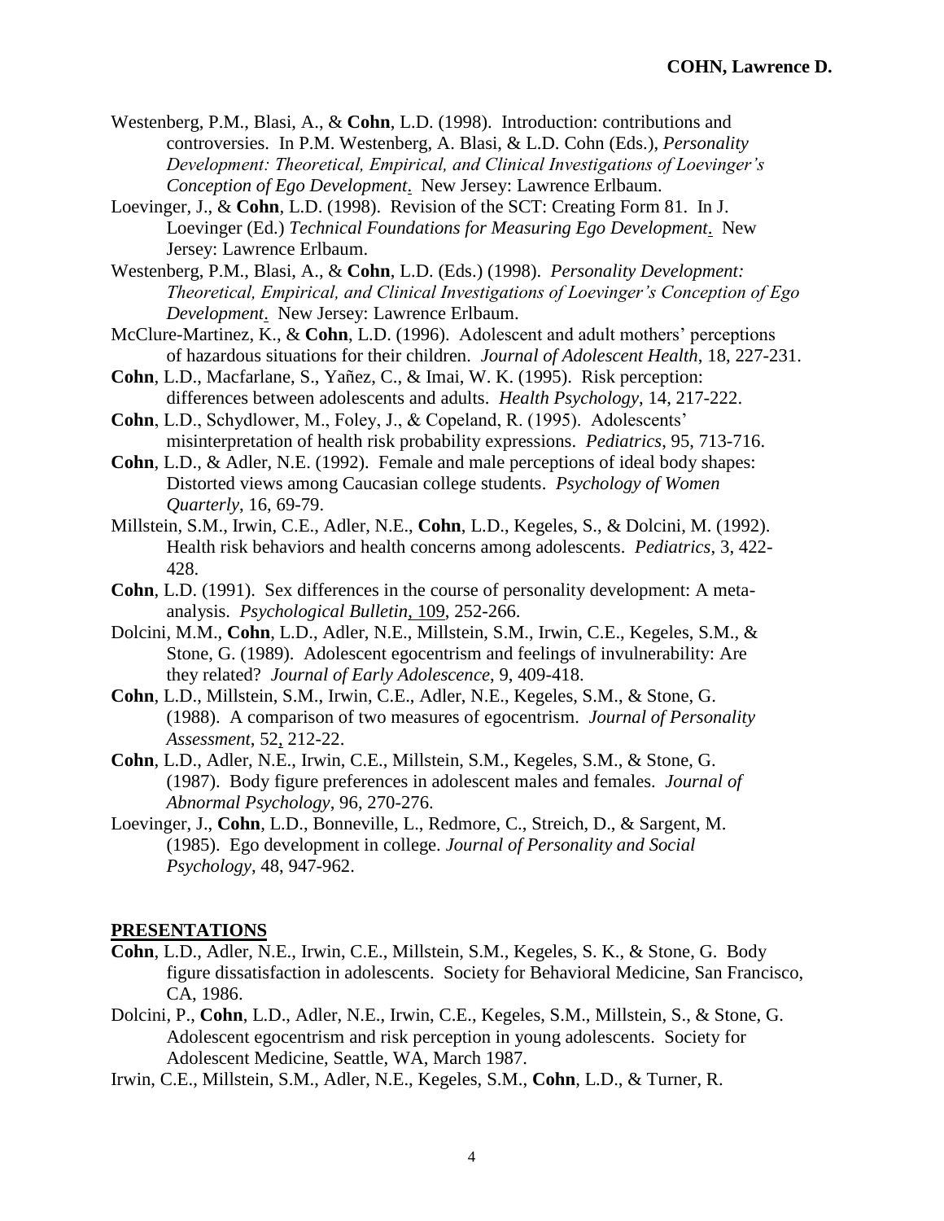Westenberg, P.M., Blasi, A., & **Cohn**, L.D. (1998). Introduction: contributions and controversies. In P.M. Westenberg, A. Blasi, & L.D. Cohn (Eds.), *Personality Development: Theoretical, Empirical, and Clinical Investigations of Loevinger's Conception of Ego Development*. New Jersey: Lawrence Erlbaum.

Loevinger, J., & **Cohn**, L.D. (1998). Revision of the SCT: Creating Form 81. In J. Loevinger (Ed.) *Technical Foundations for Measuring Ego Development*. New Jersey: Lawrence Erlbaum.

Westenberg, P.M., Blasi, A., & **Cohn**, L.D. (Eds.) (1998). *Personality Development: Theoretical, Empirical, and Clinical Investigations of Loevinger's Conception of Ego Development*. New Jersey: Lawrence Erlbaum.

McClure-Martinez, K., & **Cohn**, L.D. (1996). Adolescent and adult mothers' perceptions of hazardous situations for their children. *Journal of Adolescent Health*, 18, 227-231.

**Cohn**, L.D., Macfarlane, S., Yañez, C., & Imai, W. K. (1995). Risk perception: differences between adolescents and adults. *Health Psychology*, 14, 217-222.

**Cohn**, L.D., Schydlower, M., Foley, J., & Copeland, R. (1995). Adolescents' misinterpretation of health risk probability expressions. *Pediatrics*, 95, 713-716.

**Cohn**, L.D., & Adler, N.E. (1992). Female and male perceptions of ideal body shapes: Distorted views among Caucasian college students. *Psychology of Women Quarterly*, 16, 69-79.

Millstein, S.M., Irwin, C.E., Adler, N.E., **Cohn**, L.D., Kegeles, S., & Dolcini, M. (1992). Health risk behaviors and health concerns among adolescents. *Pediatrics*, 3, 422-428.

**Cohn**, L.D. (1991). Sex differences in the course of personality development: A meta-analysis. *Psychological Bulletin*, 109, 252-266.

Dolcini, M.M., **Cohn**, L.D., Adler, N.E., Millstein, S.M., Irwin, C.E., Kegeles, S.M., & Stone, G. (1989). Adolescent egocentrism and feelings of invulnerability: Are they related? *Journal of Early Adolescence*, 9, 409-418.

**Cohn**, L.D., Millstein, S.M., Irwin, C.E., Adler, N.E., Kegeles, S.M., & Stone, G. (1988). A comparison of two measures of egocentrism. *Journal of Personality Assessment*, 52, 212-22.

**Cohn**, L.D., Adler, N.E., Irwin, C.E., Millstein, S.M., Kegeles, S.M., & Stone, G. (1987). Body figure preferences in adolescent males and females. *Journal of Abnormal Psychology*, 96, 270-276.

Loevinger, J., **Cohn**, L.D., Bonneville, L., Redmore, C., Streich, D., & Sargent, M. (1985). Ego development in college. *Journal of Personality and Social Psychology*, 48, 947-962.

## PRESENTATIONS

**Cohn**, L.D., Adler, N.E., Irwin, C.E., Millstein, S.M., Kegeles, S. K., & Stone, G. Body figure dissatisfaction in adolescents. Society for Behavioral Medicine, San Francisco, CA, 1986.

Dolcini, P., **Cohn**, L.D., Adler, N.E., Irwin, C.E., Kegeles, S.M., Millstein, S., & Stone, G. Adolescent egocentrism and risk perception in young adolescents. Society for Adolescent Medicine, Seattle, WA, March 1987.

Irwin, C.E., Millstein, S.M., Adler, N.E., Kegeles, S.M., **Cohn**, L.D., & Turner, R.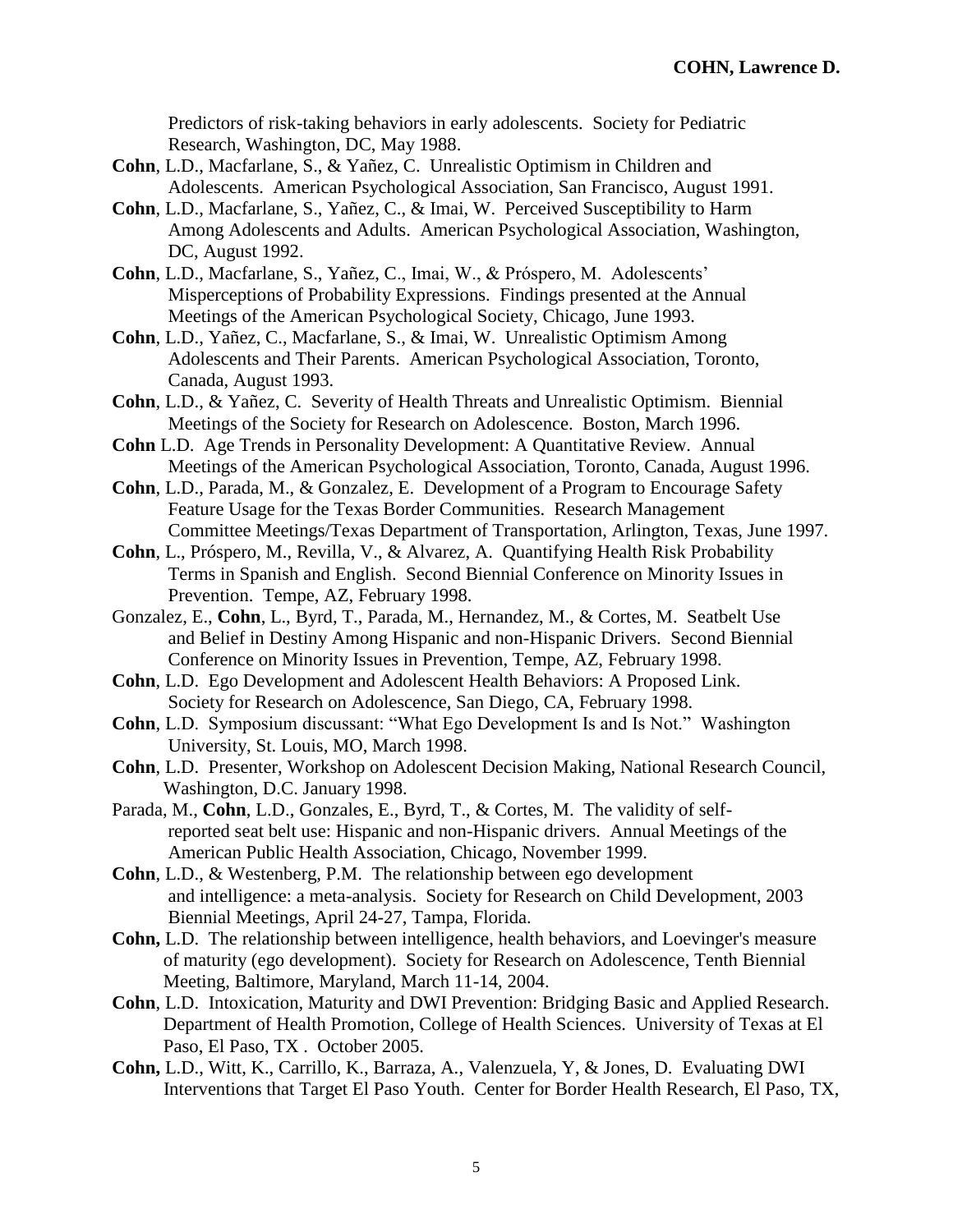Predictors of risk-taking behaviors in early adolescents. Society for Pediatric Research, Washington, DC, May 1988.

**Cohn**, L.D., Macfarlane, S., & Yañez, C. Unrealistic Optimism in Children and Adolescents. American Psychological Association, San Francisco, August 1991.

**Cohn**, L.D., Macfarlane, S., Yañez, C., & Imai, W. Perceived Susceptibility to Harm Among Adolescents and Adults. American Psychological Association, Washington, DC, August 1992.

**Cohn**, L.D., Macfarlane, S., Yañez, C., Imai, W., & Próspero, M. Adolescents' Misperceptions of Probability Expressions. Findings presented at the Annual Meetings of the American Psychological Society, Chicago, June 1993.

**Cohn**, L.D., Yañez, C., Macfarlane, S., & Imai, W. Unrealistic Optimism Among Adolescents and Their Parents. American Psychological Association, Toronto, Canada, August 1993.

**Cohn**, L.D., & Yañez, C. Severity of Health Threats and Unrealistic Optimism. Biennial Meetings of the Society for Research on Adolescence. Boston, March 1996.

**Cohn** L.D. Age Trends in Personality Development: A Quantitative Review. Annual Meetings of the American Psychological Association, Toronto, Canada, August 1996.

**Cohn**, L.D., Parada, M., & Gonzalez, E. Development of a Program to Encourage Safety Feature Usage for the Texas Border Communities. Research Management Committee Meetings/Texas Department of Transportation, Arlington, Texas, June 1997.

**Cohn**, L., Próspero, M., Revilla, V., & Alvarez, A. Quantifying Health Risk Probability Terms in Spanish and English. Second Biennial Conference on Minority Issues in Prevention. Tempe, AZ, February 1998.

Gonzalez, E., **Cohn**, L., Byrd, T., Parada, M., Hernandez, M., & Cortes, M. Seatbelt Use and Belief in Destiny Among Hispanic and non-Hispanic Drivers. Second Biennial Conference on Minority Issues in Prevention, Tempe, AZ, February 1998.

**Cohn**, L.D. Ego Development and Adolescent Health Behaviors: A Proposed Link. Society for Research on Adolescence, San Diego, CA, February 1998.

**Cohn**, L.D. Symposium discussant: "What Ego Development Is and Is Not." Washington University, St. Louis, MO, March 1998.

**Cohn**, L.D. Presenter, Workshop on Adolescent Decision Making, National Research Council, Washington, D.C. January 1998.

Parada, M., **Cohn**, L.D., Gonzales, E., Byrd, T., & Cortes, M. The validity of self-reported seat belt use: Hispanic and non-Hispanic drivers. Annual Meetings of the American Public Health Association, Chicago, November 1999.

**Cohn**, L.D., & Westenberg, P.M. The relationship between ego development and intelligence: a meta-analysis. Society for Research on Child Development, 2003 Biennial Meetings, April 24-27, Tampa, Florida.

**Cohn,** L.D. The relationship between intelligence, health behaviors, and Loevinger's measure of maturity (ego development). Society for Research on Adolescence, Tenth Biennial Meeting, Baltimore, Maryland, March 11-14, 2004.

**Cohn**, L.D. Intoxication, Maturity and DWI Prevention: Bridging Basic and Applied Research. Department of Health Promotion, College of Health Sciences. University of Texas at El Paso, El Paso, TX . October 2005.

**Cohn,** L.D., Witt, K., Carrillo, K., Barraza, A., Valenzuela, Y, & Jones, D. Evaluating DWI Interventions that Target El Paso Youth. Center for Border Health Research, El Paso, TX,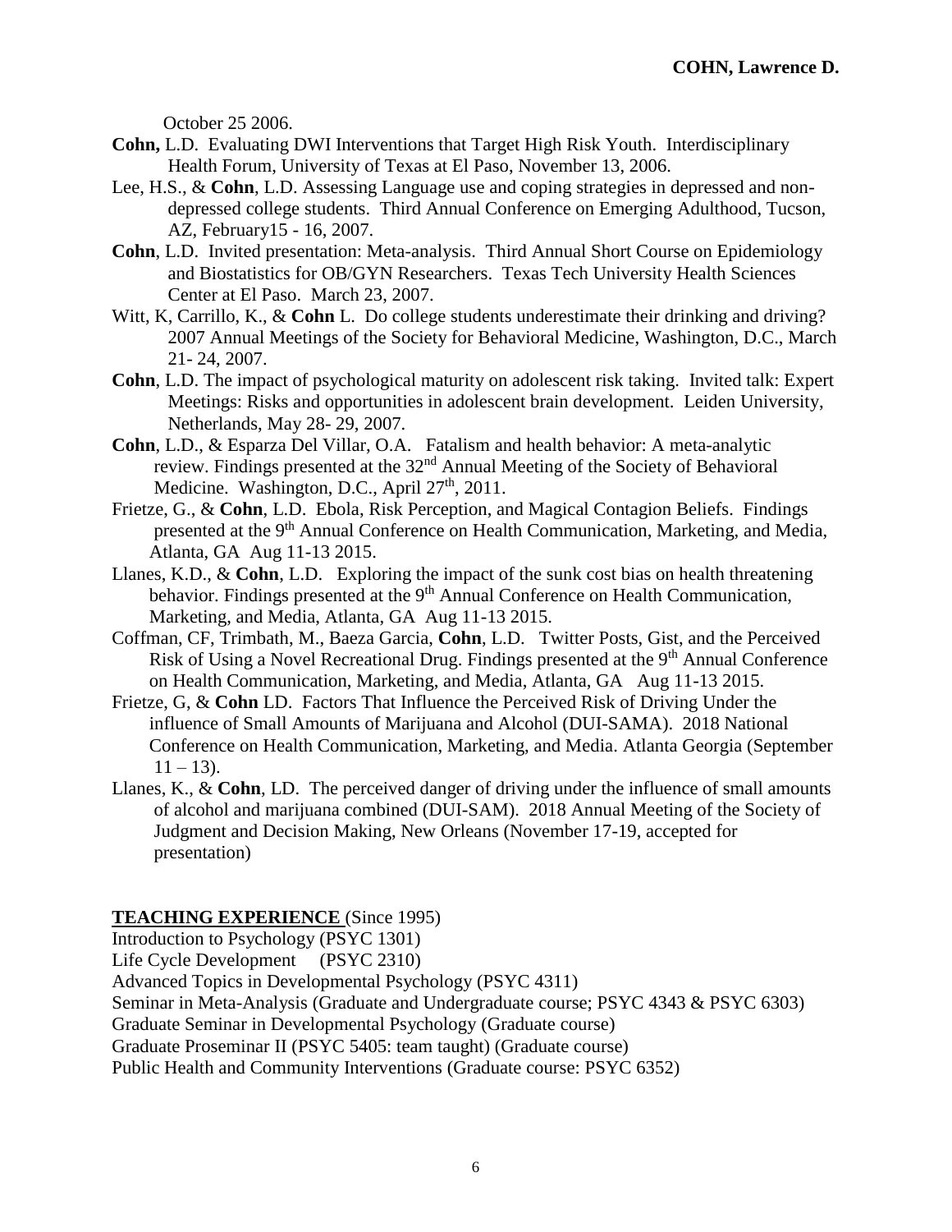October 25 2006.

**Cohn,** L.D. Evaluating DWI Interventions that Target High Risk Youth. Interdisciplinary Health Forum, University of Texas at El Paso, November 13, 2006.

Lee, H.S., & **Cohn**, L.D. Assessing Language use and coping strategies in depressed and non-depressed college students. Third Annual Conference on Emerging Adulthood, Tucson, AZ, February15 - 16, 2007.

**Cohn**, L.D. Invited presentation: Meta-analysis. Third Annual Short Course on Epidemiology and Biostatistics for OB/GYN Researchers. Texas Tech University Health Sciences Center at El Paso. March 23, 2007.

Witt, K, Carrillo, K., & **Cohn** L. Do college students underestimate their drinking and driving? 2007 Annual Meetings of the Society for Behavioral Medicine, Washington, D.C., March 21- 24, 2007.

**Cohn**, L.D. The impact of psychological maturity on adolescent risk taking. Invited talk: Expert Meetings: Risks and opportunities in adolescent brain development. Leiden University, Netherlands, May 28- 29, 2007.

**Cohn**, L.D., & Esparza Del Villar, O.A. Fatalism and health behavior: A meta-analytic review. Findings presented at the 32nd Annual Meeting of the Society of Behavioral Medicine. Washington, D.C., April 27th, 2011.

Frietze, G., & **Cohn**, L.D. Ebola, Risk Perception, and Magical Contagion Beliefs. Findings presented at the 9th Annual Conference on Health Communication, Marketing, and Media, Atlanta, GA Aug 11-13 2015.

Llanes, K.D., & **Cohn**, L.D. Exploring the impact of the sunk cost bias on health threatening behavior. Findings presented at the 9th Annual Conference on Health Communication, Marketing, and Media, Atlanta, GA Aug 11-13 2015.

Coffman, CF, Trimbath, M., Baeza Garcia, **Cohn**, L.D. Twitter Posts, Gist, and the Perceived Risk of Using a Novel Recreational Drug. Findings presented at the 9th Annual Conference on Health Communication, Marketing, and Media, Atlanta, GA Aug 11-13 2015.

Frietze, G, & **Cohn** LD. Factors That Influence the Perceived Risk of Driving Under the influence of Small Amounts of Marijuana and Alcohol (DUI-SAMA). 2018 National Conference on Health Communication, Marketing, and Media. Atlanta Georgia (September 11 – 13).

Llanes, K., & **Cohn**, LD. The perceived danger of driving under the influence of small amounts of alcohol and marijuana combined (DUI-SAM). 2018 Annual Meeting of the Society of Judgment and Decision Making, New Orleans (November 17-19, accepted for presentation)

**TEACHING EXPERIENCE** (Since 1995)

Introduction to Psychology (PSYC 1301)

Life Cycle Development (PSYC 2310)

Advanced Topics in Developmental Psychology (PSYC 4311)

Seminar in Meta-Analysis (Graduate and Undergraduate course; PSYC 4343 & PSYC 6303)

Graduate Seminar in Developmental Psychology (Graduate course)

Graduate Proseminar II (PSYC 5405: team taught) (Graduate course)

Public Health and Community Interventions (Graduate course: PSYC 6352)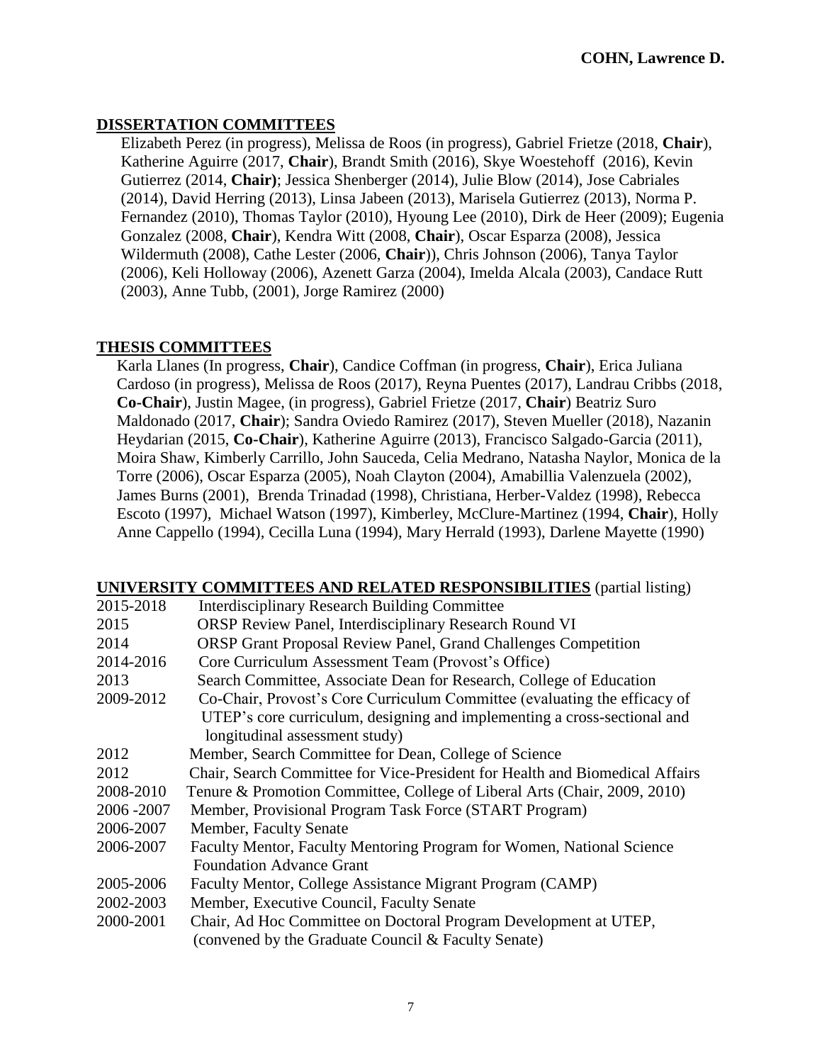## DISSERTATION COMMITTEES

Elizabeth Perez (in progress), Melissa de Roos (in progress), Gabriel Frietze (2018, **Chair**), Katherine Aguirre (2017, **Chair**), Brandt Smith (2016), Skye Woestehoff (2016), Kevin Gutierrez (2014, **Chair)**; Jessica Shenberger (2014), Julie Blow (2014), Jose Cabriales (2014), David Herring (2013), Linsa Jabeen (2013), Marisela Gutierrez (2013), Norma P. Fernandez (2010), Thomas Taylor (2010), Hyoung Lee (2010), Dirk de Heer (2009); Eugenia Gonzalez (2008, **Chair**), Kendra Witt (2008, **Chair**), Oscar Esparza (2008), Jessica Wildermuth (2008), Cathe Lester (2006, **Chair**)), Chris Johnson (2006), Tanya Taylor (2006), Keli Holloway (2006), Azenett Garza (2004), Imelda Alcala (2003), Candace Rutt (2003), Anne Tubb, (2001), Jorge Ramirez (2000)

## THESIS COMMITTEES

Karla Llanes (In progress, **Chair**), Candice Coffman (in progress, **Chair**), Erica Juliana Cardoso (in progress), Melissa de Roos (2017), Reyna Puentes (2017), Landrau Cribbs (2018, **Co-Chair**), Justin Magee, (in progress), Gabriel Frietze (2017, **Chair**) Beatriz Suro Maldonado (2017, **Chair**); Sandra Oviedo Ramirez (2017), Steven Mueller (2018), Nazanin Heydarian (2015, **Co-Chair**), Katherine Aguirre (2013), Francisco Salgado-Garcia (2011), Moira Shaw, Kimberly Carrillo, John Sauceda, Celia Medrano, Natasha Naylor, Monica de la Torre (2006), Oscar Esparza (2005), Noah Clayton (2004), Amabillia Valenzuela (2002), James Burns (2001), Brenda Trinadad (1998), Christiana, Herber-Valdez (1998), Rebecca Escoto (1997), Michael Watson (1997), Kimberley, McClure-Martinez (1994, **Chair**), Holly Anne Cappello (1994), Cecilla Luna (1994), Mary Herrald (1993), Darlene Mayette (1990)

## UNIVERSITY COMMITTEES AND RELATED RESPONSIBILITIES (partial listing)

| | |
|---|---|
| 2015-2018 | Interdisciplinary Research Building Committee |
| 2015 | ORSP Review Panel, Interdisciplinary Research Round VI |
| 2014 | ORSP Grant Proposal Review Panel, Grand Challenges Competition |
| 2014-2016 | Core Curriculum Assessment Team (Provost's Office) |
| 2013 | Search Committee, Associate Dean for Research, College of Education |
| 2009-2012 | Co-Chair, Provost's Core Curriculum Committee (evaluating the efficacy of UTEP's core curriculum, designing and implementing a cross-sectional and longitudinal assessment study) |
| 2012 | Member, Search Committee for Dean, College of Science |
| 2012 | Chair, Search Committee for Vice-President for Health and Biomedical Affairs |
| 2008-2010 | Tenure & Promotion Committee, College of Liberal Arts (Chair, 2009, 2010) |
| 2006 -2007 | Member, Provisional Program Task Force (START Program) |
| 2006-2007 | Member, Faculty Senate |
| 2006-2007 | Faculty Mentor, Faculty Mentoring Program for Women, National Science Foundation Advance Grant |
| 2005-2006 | Faculty Mentor, College Assistance Migrant Program (CAMP) |
| 2002-2003 | Member, Executive Council, Faculty Senate |
| 2000-2001 | Chair, Ad Hoc Committee on Doctoral Program Development at UTEP, (convened by the Graduate Council & Faculty Senate) |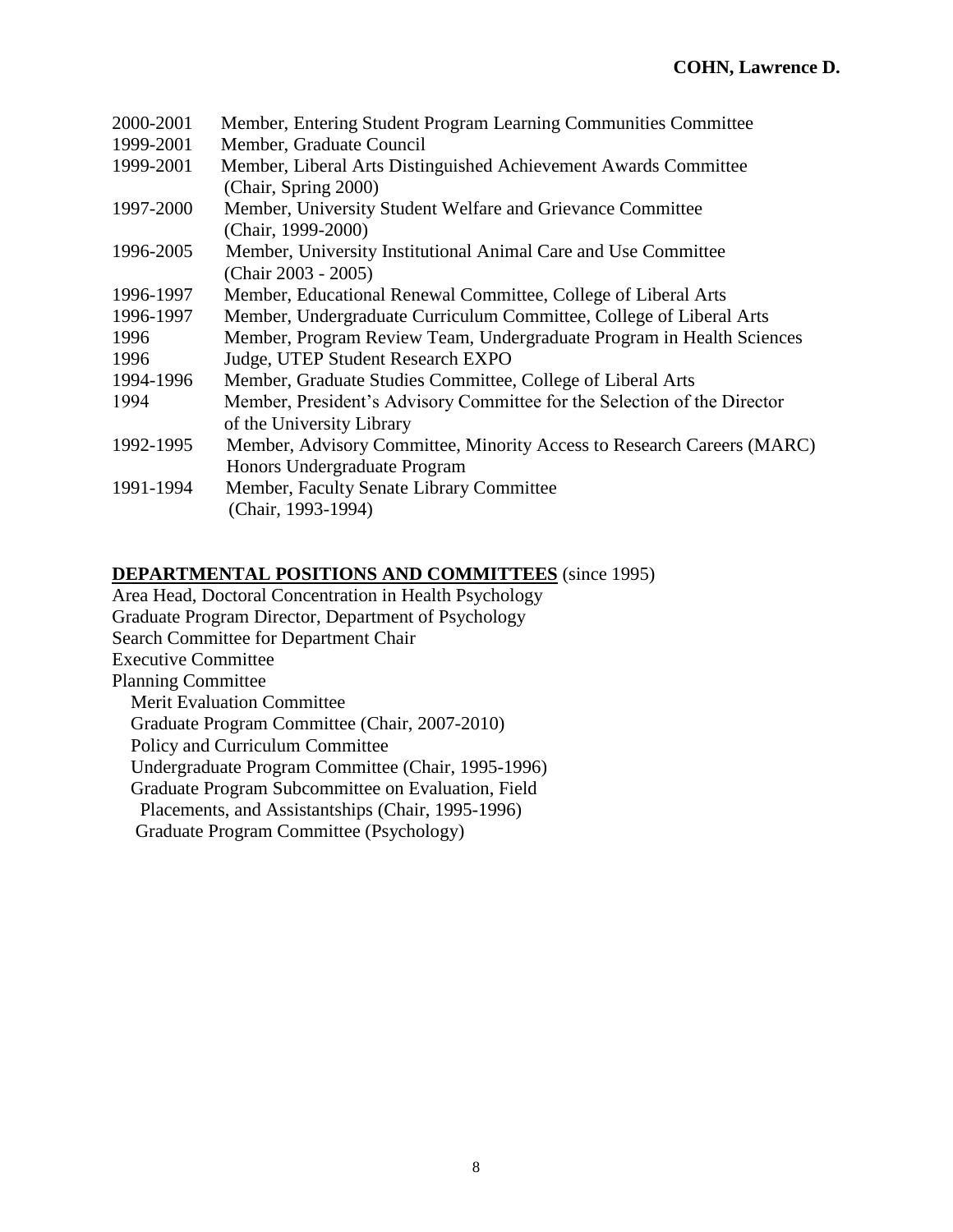| | |
|---|---|
| 2000-2001 | Member, Entering Student Program Learning Communities Committee |
| 1999-2001 | Member, Graduate Council |
| 1999-2001 | Member, Liberal Arts Distinguished Achievement Awards Committee (Chair, Spring 2000) |
| 1997-2000 | Member, University Student Welfare and Grievance Committee (Chair, 1999-2000) |
| 1996-2005 | Member, University Institutional Animal Care and Use Committee (Chair 2003 - 2005) |
| 1996-1997 | Member, Educational Renewal Committee, College of Liberal Arts |
| 1996-1997 | Member, Undergraduate Curriculum Committee, College of Liberal Arts |
| 1996 | Member, Program Review Team, Undergraduate Program in Health Sciences |
| 1996 | Judge, UTEP Student Research EXPO |
| 1994-1996 | Member, Graduate Studies Committee, College of Liberal Arts |
| 1994 | Member, President's Advisory Committee for the Selection of the Director of the University Library |
| 1992-1995 | Member, Advisory Committee, Minority Access to Research Careers (MARC) Honors Undergraduate Program |
| 1991-1994 | Member, Faculty Senate Library Committee (Chair, 1993-1994) |

## **DEPARTMENTAL POSITIONS AND COMMITTEES** (since 1995)

Area Head, Doctoral Concentration in Health Psychology
Graduate Program Director, Department of Psychology
Search Committee for Department Chair
Executive Committee
Planning Committee
Merit Evaluation Committee
Graduate Program Committee (Chair, 2007-2010)
Policy and Curriculum Committee
Undergraduate Program Committee (Chair, 1995-1996)
Graduate Program Subcommittee on Evaluation, Field Placements, and Assistantships (Chair, 1995-1996)
Graduate Program Committee (Psychology)